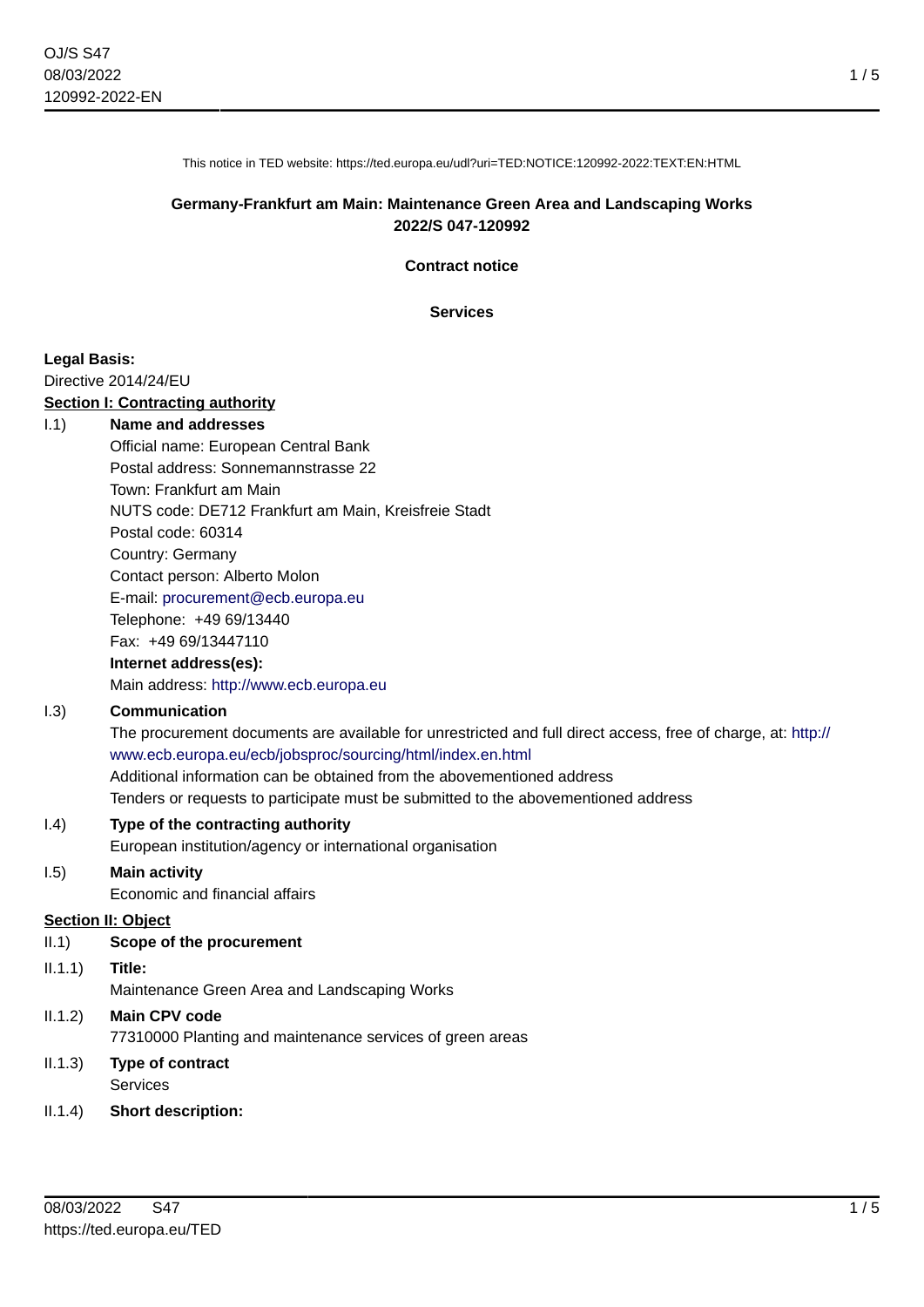This notice in TED website: https://ted.europa.eu/udl?uri=TED:NOTICE:120992-2022:TEXT:EN:HTML

## Germany-Frankfurt am Main: Maintenance Green Area and Landscaping Works
## 2022/S 047-120992

### Contract notice

### Services

**Legal Basis:**

Directive 2014/24/EU

**Section I: Contracting authority**

I.1) **Name and addresses**

Official name: European Central Bank
Postal address: Sonnemannstrasse 22
Town: Frankfurt am Main
NUTS code: DE712 Frankfurt am Main, Kreisfreie Stadt
Postal code: 60314
Country: Germany
Contact person: Alberto Molon
E-mail: procurement@ecb.europa.eu
Telephone: +49 69/13440
Fax: +49 69/13447110

**Internet address(es):**

Main address: http://www.ecb.europa.eu

I.3) **Communication**

The procurement documents are available for unrestricted and full direct access, free of charge, at: http://www.ecb.europa.eu/ecb/jobsproc/sourcing/html/index.en.html
Additional information can be obtained from the abovementioned address
Tenders or requests to participate must be submitted to the abovementioned address

I.4) **Type of the contracting authority**

European institution/agency or international organisation

I.5) **Main activity**

Economic and financial affairs

**Section II: Object**

II.1) **Scope of the procurement**

II.1.1) **Title:**

Maintenance Green Area and Landscaping Works

II.1.2) **Main CPV code**

77310000 Planting and maintenance services of green areas

II.1.3) **Type of contract**

Services

II.1.4) **Short description:**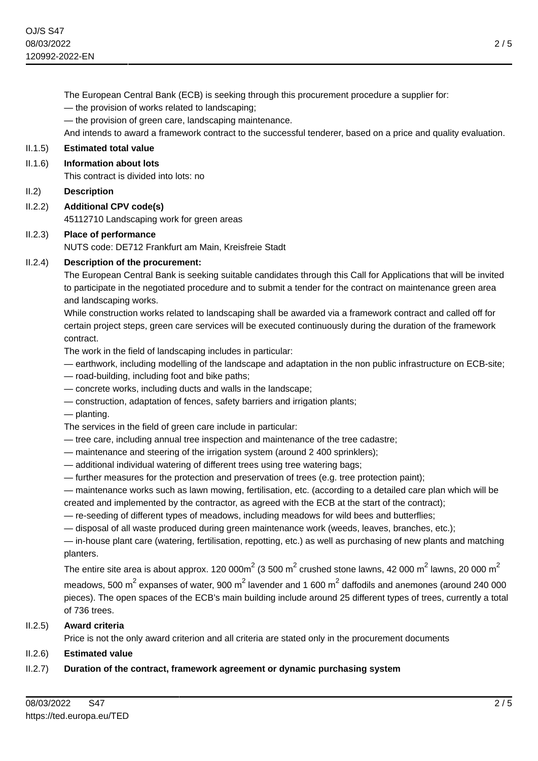The European Central Bank (ECB) is seeking through this procurement procedure a supplier for:

— the provision of works related to landscaping;

— the provision of green care, landscaping maintenance.

And intends to award a framework contract to the successful tenderer, based on a price and quality evaluation.

II.1.5) **Estimated total value**

II.1.6) **Information about lots**

This contract is divided into lots: no

II.2) **Description**

II.2.2) **Additional CPV code(s)**

45112710 Landscaping work for green areas

II.2.3) **Place of performance**

NUTS code: DE712 Frankfurt am Main, Kreisfreie Stadt

II.2.4) **Description of the procurement:**

The European Central Bank is seeking suitable candidates through this Call for Applications that will be invited to participate in the negotiated procedure and to submit a tender for the contract on maintenance green area and landscaping works.

While construction works related to landscaping shall be awarded via a framework contract and called off for certain project steps, green care services will be executed continuously during the duration of the framework contract.

The work in the field of landscaping includes in particular:

— earthwork, including modelling of the landscape and adaptation in the non public infrastructure on ECB-site;

— road-building, including foot and bike paths;

— concrete works, including ducts and walls in the landscape;

— construction, adaptation of fences, safety barriers and irrigation plants;

— planting.

The services in the field of green care include in particular:

— tree care, including annual tree inspection and maintenance of the tree cadastre;

— maintenance and steering of the irrigation system (around 2 400 sprinklers);

— additional individual watering of different trees using tree watering bags;

— further measures for the protection and preservation of trees (e.g. tree protection paint);

— maintenance works such as lawn mowing, fertilisation, etc. (according to a detailed care plan which will be created and implemented by the contractor, as agreed with the ECB at the start of the contract);

— re-seeding of different types of meadows, including meadows for wild bees and butterflies;

— disposal of all waste produced during green maintenance work (weeds, leaves, branches, etc.);

— in-house plant care (watering, fertilisation, repotting, etc.) as well as purchasing of new plants and matching planters.

The entire site area is about approx. 120 000m$^2$ (3 500 m$^2$ crushed stone lawns, 42 000 m$^2$ lawns, 20 000 m$^2$ meadows, 500 m$^2$ expanses of water, 900 m$^2$ lavender and 1 600 m$^2$ daffodils and anemones (around 240 000 pieces). The open spaces of the ECB's main building include around 25 different types of trees, currently a total of 736 trees.

II.2.5) **Award criteria**

Price is not the only award criterion and all criteria are stated only in the procurement documents

II.2.6) **Estimated value**

II.2.7) **Duration of the contract, framework agreement or dynamic purchasing system**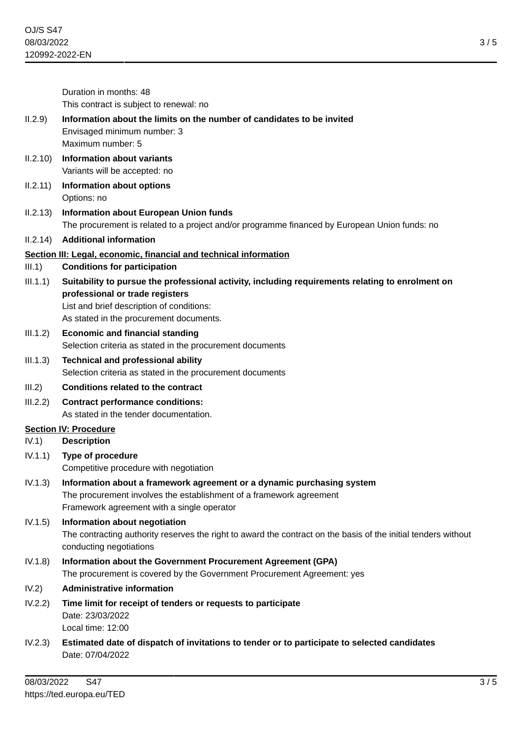Duration in months: 48

This contract is subject to renewal: no

**II.2.9) Information about the limits on the number of candidates to be invited**

Envisaged minimum number: 3

Maximum number: 5

**II.2.10) Information about variants**

Variants will be accepted: no

**II.2.11) Information about options**

Options: no

**II.2.13) Information about European Union funds**

The procurement is related to a project and/or programme financed by European Union funds: no

**II.2.14) Additional information**

## Section III: Legal, economic, financial and technical information

**III.1) Conditions for participation**

**III.1.1) Suitability to pursue the professional activity, including requirements relating to enrolment on professional or trade registers**

List and brief description of conditions:

As stated in the procurement documents.

**III.1.2) Economic and financial standing**

Selection criteria as stated in the procurement documents

**III.1.3) Technical and professional ability**

Selection criteria as stated in the procurement documents

**III.2) Conditions related to the contract**

**III.2.2) Contract performance conditions:**

As stated in the tender documentation.

## Section IV: Procedure

**IV.1) Description**

**IV.1.1) Type of procedure**

Competitive procedure with negotiation

**IV.1.3) Information about a framework agreement or a dynamic purchasing system**

The procurement involves the establishment of a framework agreement

Framework agreement with a single operator

**IV.1.5) Information about negotiation**

The contracting authority reserves the right to award the contract on the basis of the initial tenders without conducting negotiations

**IV.1.8) Information about the Government Procurement Agreement (GPA)**

The procurement is covered by the Government Procurement Agreement: yes

**IV.2) Administrative information**

**IV.2.2) Time limit for receipt of tenders or requests to participate**

Date: 23/03/2022

Local time: 12:00

**IV.2.3) Estimated date of dispatch of invitations to tender or to participate to selected candidates**

Date: 07/04/2022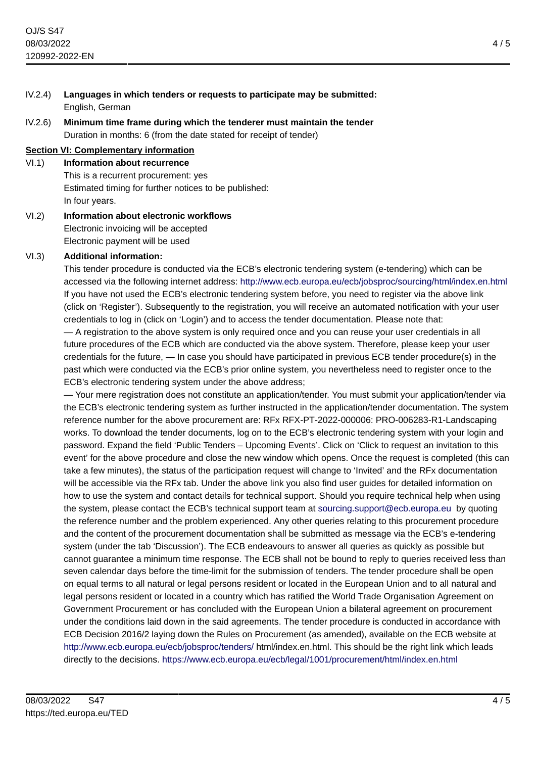IV.2.4) **Languages in which tenders or requests to participate may be submitted:**
English, German

IV.2.6) **Minimum time frame during which the tenderer must maintain the tender**
Duration in months: 6 (from the date stated for receipt of tender)

**Section VI: Complementary information**

VI.1) **Information about recurrence**
This is a recurrent procurement: yes
Estimated timing for further notices to be published:
In four years.

VI.2) **Information about electronic workflows**
Electronic invoicing will be accepted
Electronic payment will be used

VI.3) **Additional information:**
This tender procedure is conducted via the ECB's electronic tendering system (e-tendering) which can be accessed via the following internet address: http://www.ecb.europa.eu/ecb/jobsproc/sourcing/html/index.en.html
If you have not used the ECB's electronic tendering system before, you need to register via the above link (click on 'Register'). Subsequently to the registration, you will receive an automated notification with your user credentials to log in (click on 'Login') and to access the tender documentation. Please note that:
— A registration to the above system is only required once and you can reuse your user credentials in all future procedures of the ECB which are conducted via the above system. Therefore, please keep your user credentials for the future, — In case you should have participated in previous ECB tender procedure(s) in the past which were conducted via the ECB's prior online system, you nevertheless need to register once to the ECB's electronic tendering system under the above address;
— Your mere registration does not constitute an application/tender. You must submit your application/tender via the ECB's electronic tendering system as further instructed in the application/tender documentation. The system reference number for the above procurement are: RFx RFX-PT-2022-000006: PRO-006283-R1-Landscaping works. To download the tender documents, log on to the ECB's electronic tendering system with your login and password. Expand the field 'Public Tenders – Upcoming Events'. Click on 'Click to request an invitation to this event' for the above procedure and close the new window which opens. Once the request is completed (this can take a few minutes), the status of the participation request will change to 'Invited' and the RFx documentation will be accessible via the RFx tab. Under the above link you also find user guides for detailed information on how to use the system and contact details for technical support. Should you require technical help when using the system, please contact the ECB's technical support team at sourcing.support@ecb.europa.eu by quoting the reference number and the problem experienced. Any other queries relating to this procurement procedure and the content of the procurement documentation shall be submitted as message via the ECB's e-tendering system (under the tab 'Discussion'). The ECB endeavours to answer all queries as quickly as possible but cannot guarantee a minimum time response. The ECB shall not be bound to reply to queries received less than seven calendar days before the time-limit for the submission of tenders. The tender procedure shall be open on equal terms to all natural or legal persons resident or located in the European Union and to all natural and legal persons resident or located in a country which has ratified the World Trade Organisation Agreement on Government Procurement or has concluded with the European Union a bilateral agreement on procurement under the conditions laid down in the said agreements. The tender procedure is conducted in accordance with ECB Decision 2016/2 laying down the Rules on Procurement (as amended), available on the ECB website at http://www.ecb.europa.eu/ecb/jobsproc/tenders/ html/index.en.html. This should be the right link which leads directly to the decisions. https://www.ecb.europa.eu/ecb/legal/1001/procurement/html/index.en.html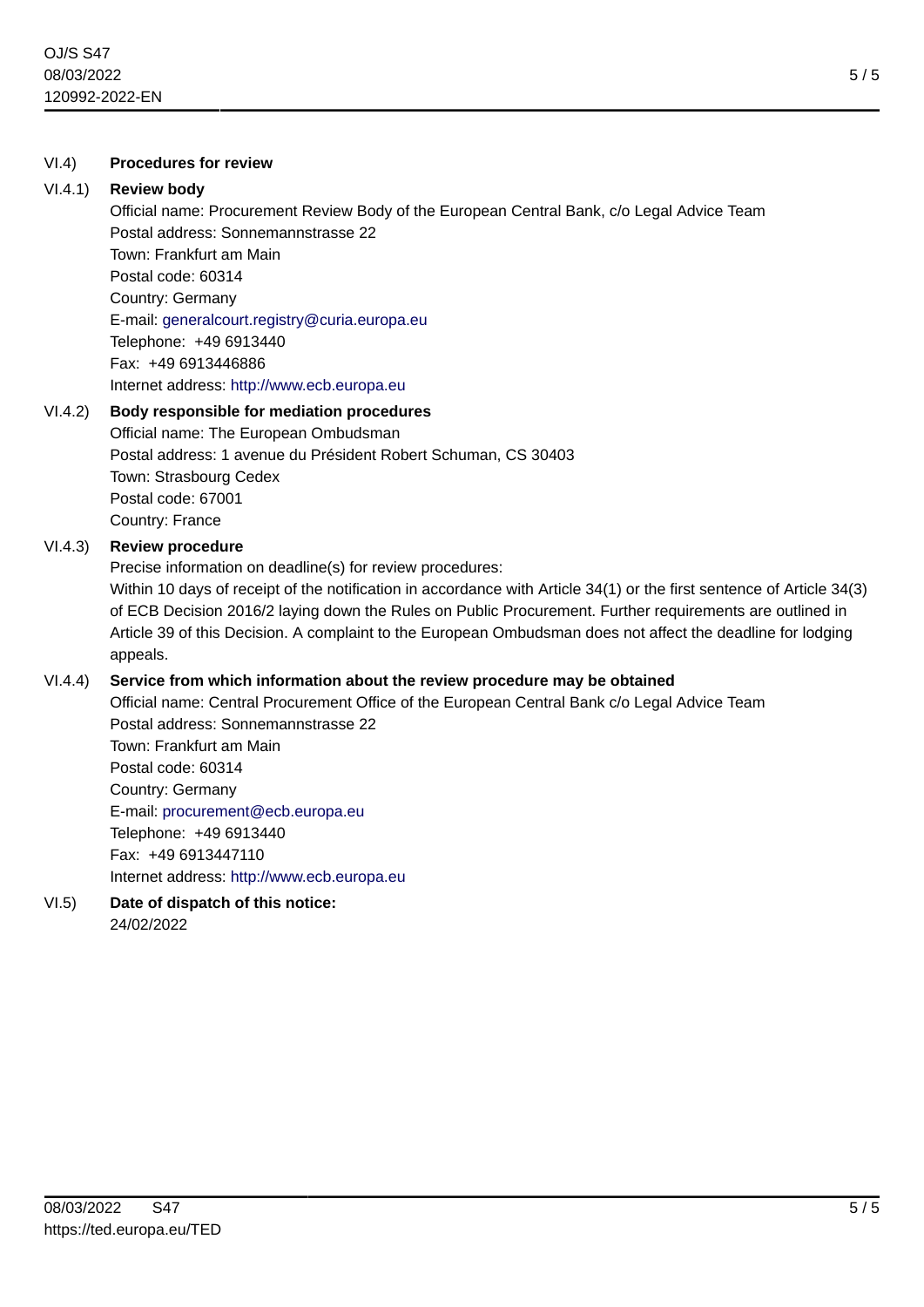### VI.4) Procedures for review

#### VI.4.1) Review body

Official name: Procurement Review Body of the European Central Bank, c/o Legal Advice Team
Postal address: Sonnemannstrasse 22
Town: Frankfurt am Main
Postal code: 60314
Country: Germany
E-mail: generalcourt.registry@curia.europa.eu
Telephone: +49 6913440
Fax: +49 6913446886
Internet address: http://www.ecb.europa.eu

#### VI.4.2) Body responsible for mediation procedures

Official name: The European Ombudsman
Postal address: 1 avenue du Président Robert Schuman, CS 30403
Town: Strasbourg Cedex
Postal code: 67001
Country: France

#### VI.4.3) Review procedure

Precise information on deadline(s) for review procedures:
Within 10 days of receipt of the notification in accordance with Article 34(1) or the first sentence of Article 34(3) of ECB Decision 2016/2 laying down the Rules on Public Procurement. Further requirements are outlined in Article 39 of this Decision. A complaint to the European Ombudsman does not affect the deadline for lodging appeals.

#### VI.4.4) Service from which information about the review procedure may be obtained

Official name: Central Procurement Office of the European Central Bank c/o Legal Advice Team
Postal address: Sonnemannstrasse 22
Town: Frankfurt am Main
Postal code: 60314
Country: Germany
E-mail: procurement@ecb.europa.eu
Telephone: +49 6913440
Fax: +49 6913447110
Internet address: http://www.ecb.europa.eu

### VI.5) Date of dispatch of this notice:

24/02/2022